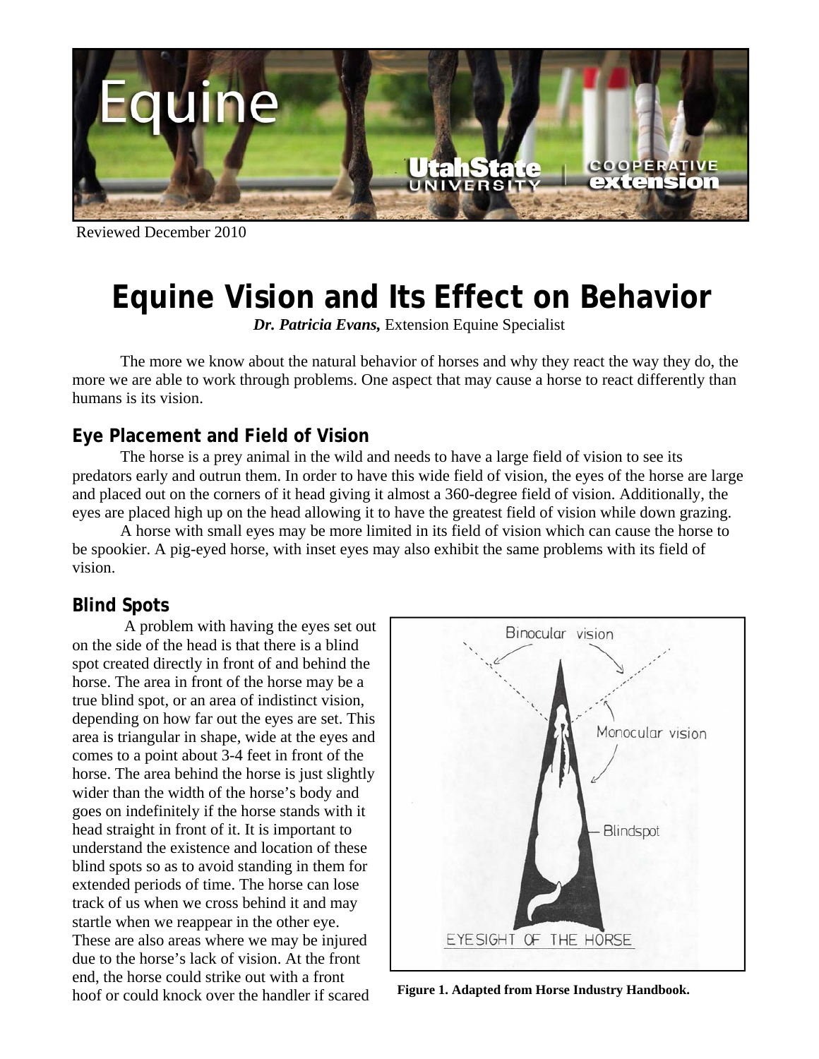Reviewed December 2010

# Equine Vision and Its Effect on Behavior

***Dr. Patricia Evans,*** Extension Equine Specialist

The more we know about the natural behavior of horses and why they react the way they do, the more we are able to work through problems. One aspect that may cause a horse to react differently than humans is its vision.

## Eye Placement and Field of Vision

The horse is a prey animal in the wild and needs to have a large field of vision to see its predators early and outrun them. In order to have this wide field of vision, the eyes of the horse are large and placed out on the corners of it head giving it almost a 360-degree field of vision. Additionally, the eyes are placed high up on the head allowing it to have the greatest field of vision while down grazing.

A horse with small eyes may be more limited in its field of vision which can cause the horse to be spookier. A pig-eyed horse, with inset eyes may also exhibit the same problems with its field of vision.

## Blind Spots

A problem with having the eyes set out on the side of the head is that there is a blind spot created directly in front of and behind the horse. The area in front of the horse may be a true blind spot, or an area of indistinct vision, depending on how far out the eyes are set. This area is triangular in shape, wide at the eyes and comes to a point about 3-4 feet in front of the horse. The area behind the horse is just slightly wider than the width of the horse's body and goes on indefinitely if the horse stands with it head straight in front of it. It is important to understand the existence and location of these blind spots so as to avoid standing in them for extended periods of time. The horse can lose track of us when we cross behind it and may startle when we reappear in the other eye. These are also areas where we may be injured due to the horse's lack of vision. At the front end, the horse could strike out with a front hoof or could knock over the handler if scared

**Figure 1. Adapted from Horse Industry Handbook.**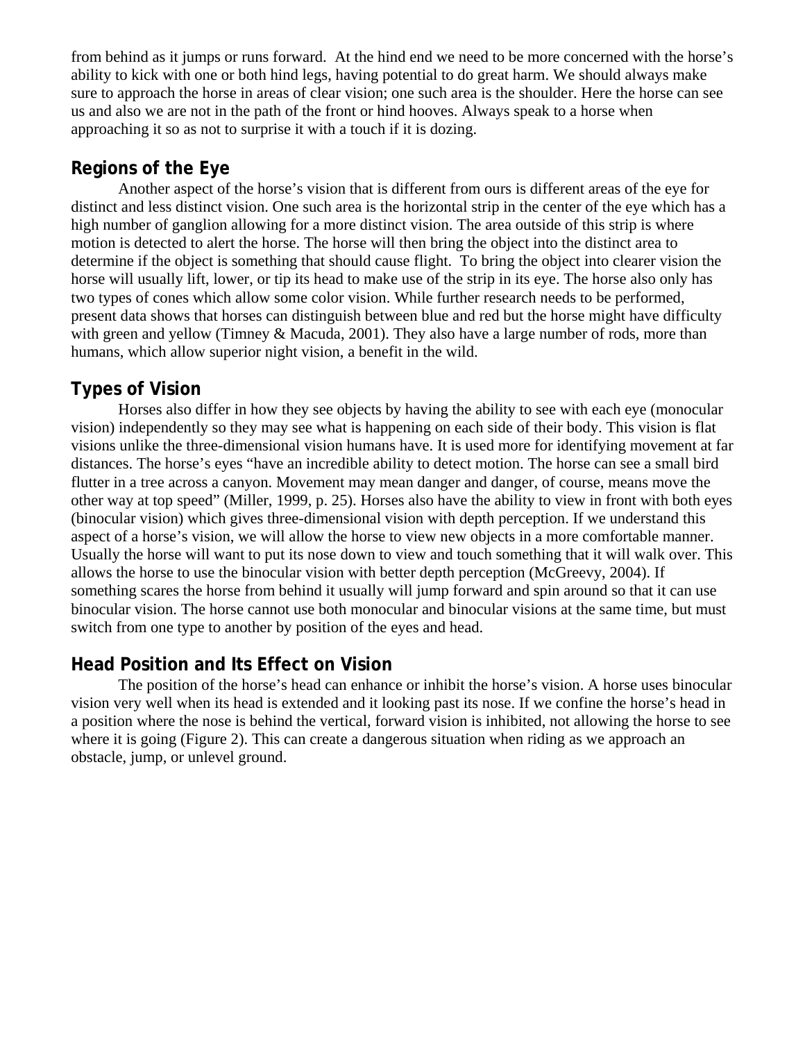from behind as it jumps or runs forward. At the hind end we need to be more concerned with the horse's ability to kick with one or both hind legs, having potential to do great harm. We should always make sure to approach the horse in areas of clear vision; one such area is the shoulder. Here the horse can see us and also we are not in the path of the front or hind hooves. Always speak to a horse when approaching it so as not to surprise it with a touch if it is dozing.

## Regions of the Eye

Another aspect of the horse's vision that is different from ours is different areas of the eye for distinct and less distinct vision. One such area is the horizontal strip in the center of the eye which has a high number of ganglion allowing for a more distinct vision. The area outside of this strip is where motion is detected to alert the horse. The horse will then bring the object into the distinct area to determine if the object is something that should cause flight. To bring the object into clearer vision the horse will usually lift, lower, or tip its head to make use of the strip in its eye. The horse also only has two types of cones which allow some color vision. While further research needs to be performed, present data shows that horses can distinguish between blue and red but the horse might have difficulty with green and yellow (Timney & Macuda, 2001). They also have a large number of rods, more than humans, which allow superior night vision, a benefit in the wild.

## Types of Vision

Horses also differ in how they see objects by having the ability to see with each eye (monocular vision) independently so they may see what is happening on each side of their body. This vision is flat visions unlike the three-dimensional vision humans have. It is used more for identifying movement at far distances. The horse's eyes "have an incredible ability to detect motion. The horse can see a small bird flutter in a tree across a canyon. Movement may mean danger and danger, of course, means move the other way at top speed" (Miller, 1999, p. 25). Horses also have the ability to view in front with both eyes (binocular vision) which gives three-dimensional vision with depth perception. If we understand this aspect of a horse's vision, we will allow the horse to view new objects in a more comfortable manner. Usually the horse will want to put its nose down to view and touch something that it will walk over. This allows the horse to use the binocular vision with better depth perception (McGreevy, 2004). If something scares the horse from behind it usually will jump forward and spin around so that it can use binocular vision. The horse cannot use both monocular and binocular visions at the same time, but must switch from one type to another by position of the eyes and head.

## Head Position and Its Effect on Vision

The position of the horse's head can enhance or inhibit the horse's vision. A horse uses binocular vision very well when its head is extended and it looking past its nose. If we confine the horse's head in a position where the nose is behind the vertical, forward vision is inhibited, not allowing the horse to see where it is going (Figure 2). This can create a dangerous situation when riding as we approach an obstacle, jump, or unlevel ground.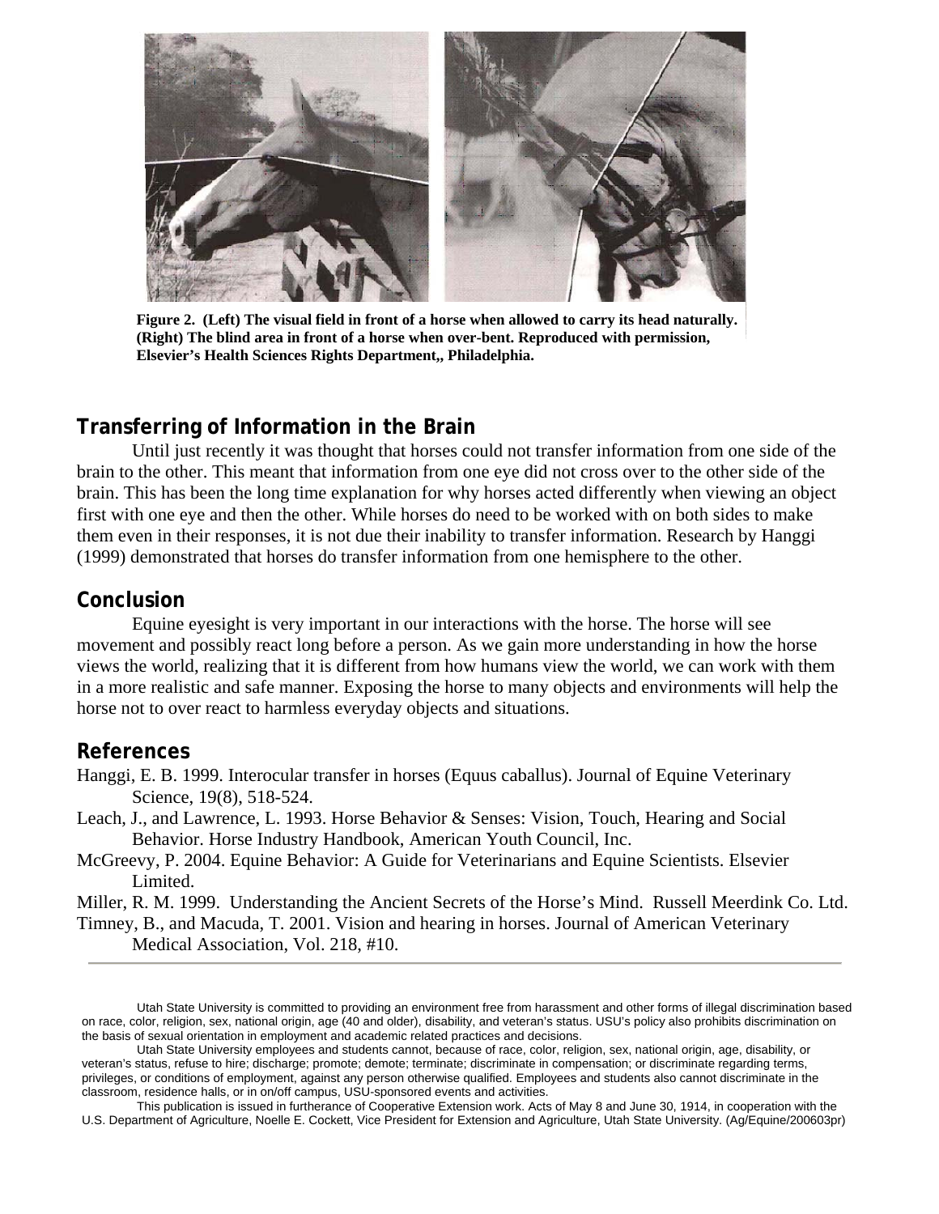**Figure 2. (Left) The visual field in front of a horse when allowed to carry its head naturally. (Right) The blind area in front of a horse when over-bent. Reproduced with permission, Elsevier's Health Sciences Rights Department,, Philadelphia.**

## Transferring of Information in the Brain

Until just recently it was thought that horses could not transfer information from one side of the brain to the other. This meant that information from one eye did not cross over to the other side of the brain. This has been the long time explanation for why horses acted differently when viewing an object first with one eye and then the other. While horses do need to be worked with on both sides to make them even in their responses, it is not due their inability to transfer information. Research by Hanggi (1999) demonstrated that horses do transfer information from one hemisphere to the other.

## Conclusion

Equine eyesight is very important in our interactions with the horse. The horse will see movement and possibly react long before a person. As we gain more understanding in how the horse views the world, realizing that it is different from how humans view the world, we can work with them in a more realistic and safe manner. Exposing the horse to many objects and environments will help the horse not to over react to harmless everyday objects and situations.

## References

Hanggi, E. B. 1999. Interocular transfer in horses (Equus caballus). Journal of Equine Veterinary Science, 19(8), 518-524.

Leach, J., and Lawrence, L. 1993. Horse Behavior & Senses: Vision, Touch, Hearing and Social Behavior. Horse Industry Handbook, American Youth Council, Inc.

McGreevy, P. 2004. Equine Behavior: A Guide for Veterinarians and Equine Scientists. Elsevier Limited.

Miller, R. M. 1999. Understanding the Ancient Secrets of the Horse's Mind. Russell Meerdink Co. Ltd.

Timney, B., and Macuda, T. 2001. Vision and hearing in horses. Journal of American Veterinary Medical Association, Vol. 218, #10.

---

Utah State University is committed to providing an environment free from harassment and other forms of illegal discrimination based on race, color, religion, sex, national origin, age (40 and older), disability, and veteran's status. USU's policy also prohibits discrimination on the basis of sexual orientation in employment and academic related practices and decisions.

Utah State University employees and students cannot, because of race, color, religion, sex, national origin, age, disability, or veteran's status, refuse to hire; discharge; promote; demote; terminate; discriminate in compensation; or discriminate regarding terms, privileges, or conditions of employment, against any person otherwise qualified. Employees and students also cannot discriminate in the classroom, residence halls, or in on/off campus, USU-sponsored events and activities.

This publication is issued in furtherance of Cooperative Extension work. Acts of May 8 and June 30, 1914, in cooperation with the U.S. Department of Agriculture, Noelle E. Cockett, Vice President for Extension and Agriculture, Utah State University. (Ag/Equine/200603pr)